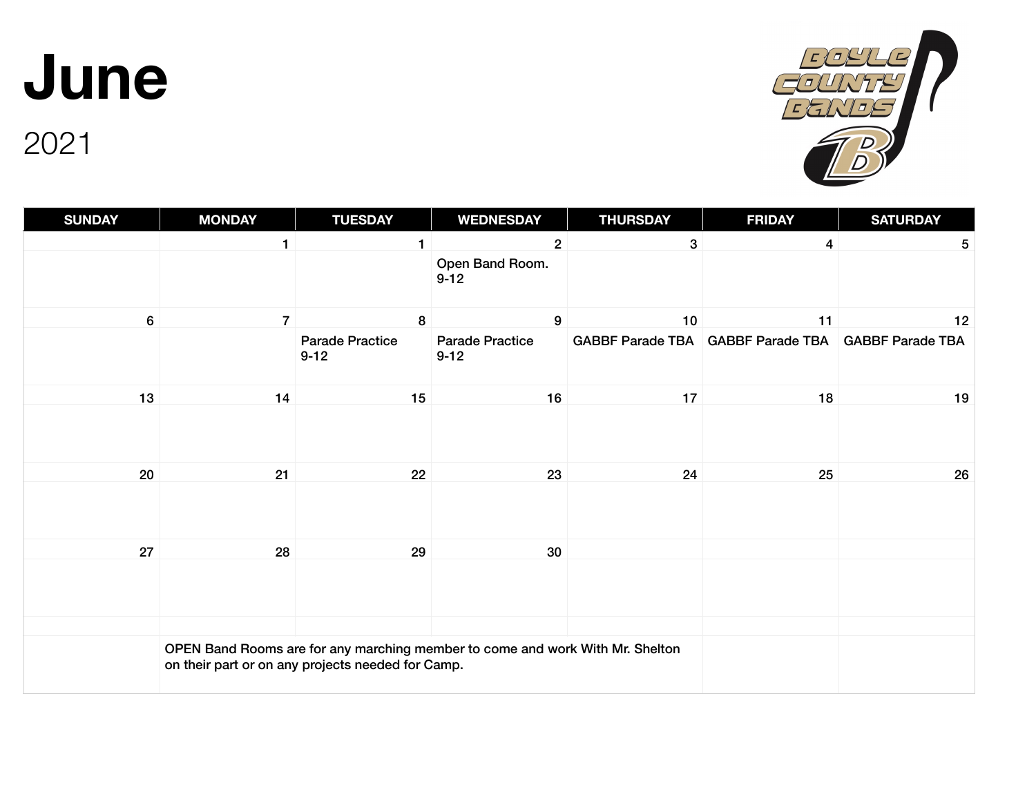# June

2021

BOYLE COUNTY BANDS

| SUNDAY | MONDAY | TUESDAY | WEDNESDAY | THURSDAY | FRIDAY | SATURDAY |
|---|---|---|---|---|---|---|
| | 1 | 1 | 2 | 3 | 4 | 5 |
| | | | Open Band Room. 9-12 | | | |
| 6 | 7 | 8 | 9 | 10 | 11 | 12 |
| | | Parade Practice 9-12 | Parade Practice 9-12 | GABBF Parade TBA | GABBF Parade TBA | GABBF Parade TBA |
| 13 | 14 | 15 | 16 | 17 | 18 | 19 |
| | | | | | | |
| 20 | 21 | 22 | 23 | 24 | 25 | 26 |
| | | | | | | |
| 27 | 28 | 29 | 30 | | | |
| | | | | | | |

OPEN Band Rooms are for any marching member to come and work With Mr. Shelton on their part or on any projects needed for Camp.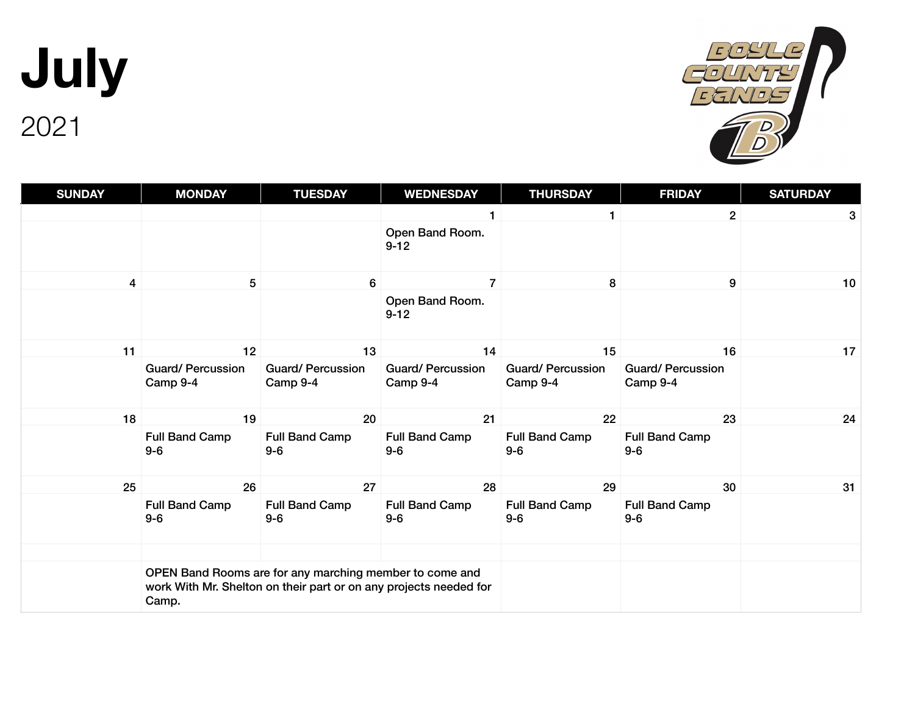# July

2021

BOYLE COUNTY BANDS

| SUNDAY | MONDAY | TUESDAY | WEDNESDAY | THURSDAY | FRIDAY | SATURDAY |
|---|---|---|---|---|---|---|
| | | | 1 | 1 | 2 | 3 |
| | | | Open Band Room. 9-12 | | | |
| 4 | 5 | 6 | 7 | 8 | 9 | 10 |
| | | | Open Band Room. 9-12 | | | |
| 11 | 12 | 13 | 14 | 15 | 16 | 17 |
| | Guard/ Percussion Camp 9-4 | Guard/ Percussion Camp 9-4 | Guard/ Percussion Camp 9-4 | Guard/ Percussion Camp 9-4 | Guard/ Percussion Camp 9-4 | |
| 18 | 19 | 20 | 21 | 22 | 23 | 24 |
| | Full Band Camp 9-6 | Full Band Camp 9-6 | Full Band Camp 9-6 | Full Band Camp 9-6 | Full Band Camp 9-6 | |
| 25 | 26 | 27 | 28 | 29 | 30 | 31 |
| | Full Band Camp 9-6 | Full Band Camp 9-6 | Full Band Camp 9-6 | Full Band Camp 9-6 | Full Band Camp 9-6 | |
| | | | | | | |
| | OPEN Band Rooms are for any marching member to come and work With Mr. Shelton on their part or on any projects needed for Camp. | | | | | |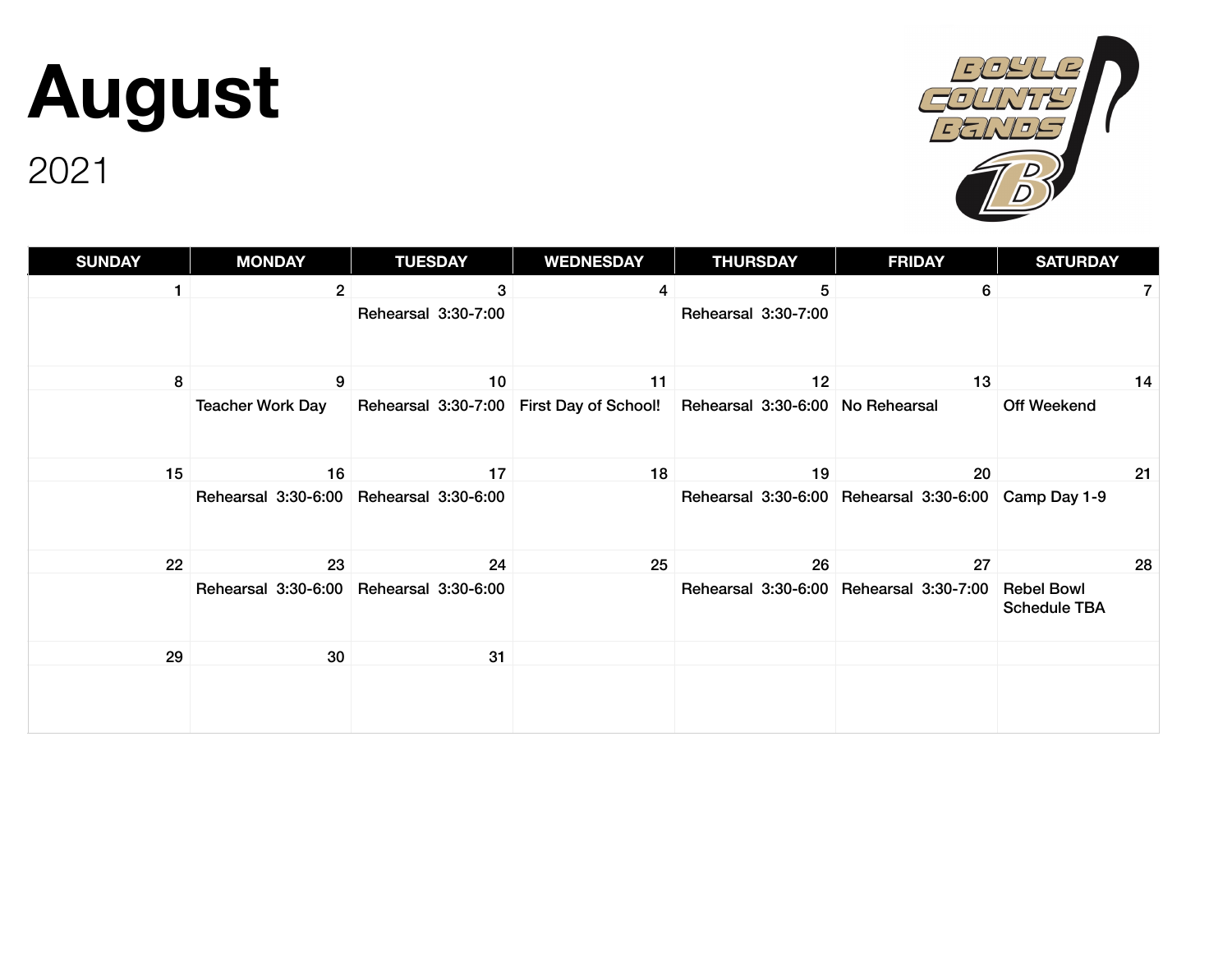# August

2021

| SUNDAY | MONDAY | TUESDAY | WEDNESDAY | THURSDAY | FRIDAY | SATURDAY |
|---|---|---|---|---|---|---|
| 1 | 2 | 3 | 4 | 5 | 6 | 7 |
| | | Rehearsal 3:30-7:00 | | Rehearsal 3:30-7:00 | | |
| 8 | 9 | 10 | 11 | 12 | 13 | 14 |
| | Teacher Work Day | Rehearsal 3:30-7:00 | First Day of School! | Rehearsal 3:30-6:00 | No Rehearsal | Off Weekend |
| 15 | 16 | 17 | 18 | 19 | 20 | 21 |
| | Rehearsal 3:30-6:00 | Rehearsal 3:30-6:00 | | Rehearsal 3:30-6:00 | Rehearsal 3:30-6:00 | Camp Day 1-9 |
| 22 | 23 | 24 | 25 | 26 | 27 | 28 |
| | Rehearsal 3:30-6:00 | Rehearsal 3:30-6:00 | | Rehearsal 3:30-6:00 | Rehearsal 3:30-7:00 | Rebel Bowl Schedule TBA |
| 29 | 30 | 31 | | | | |
| | | | | | | |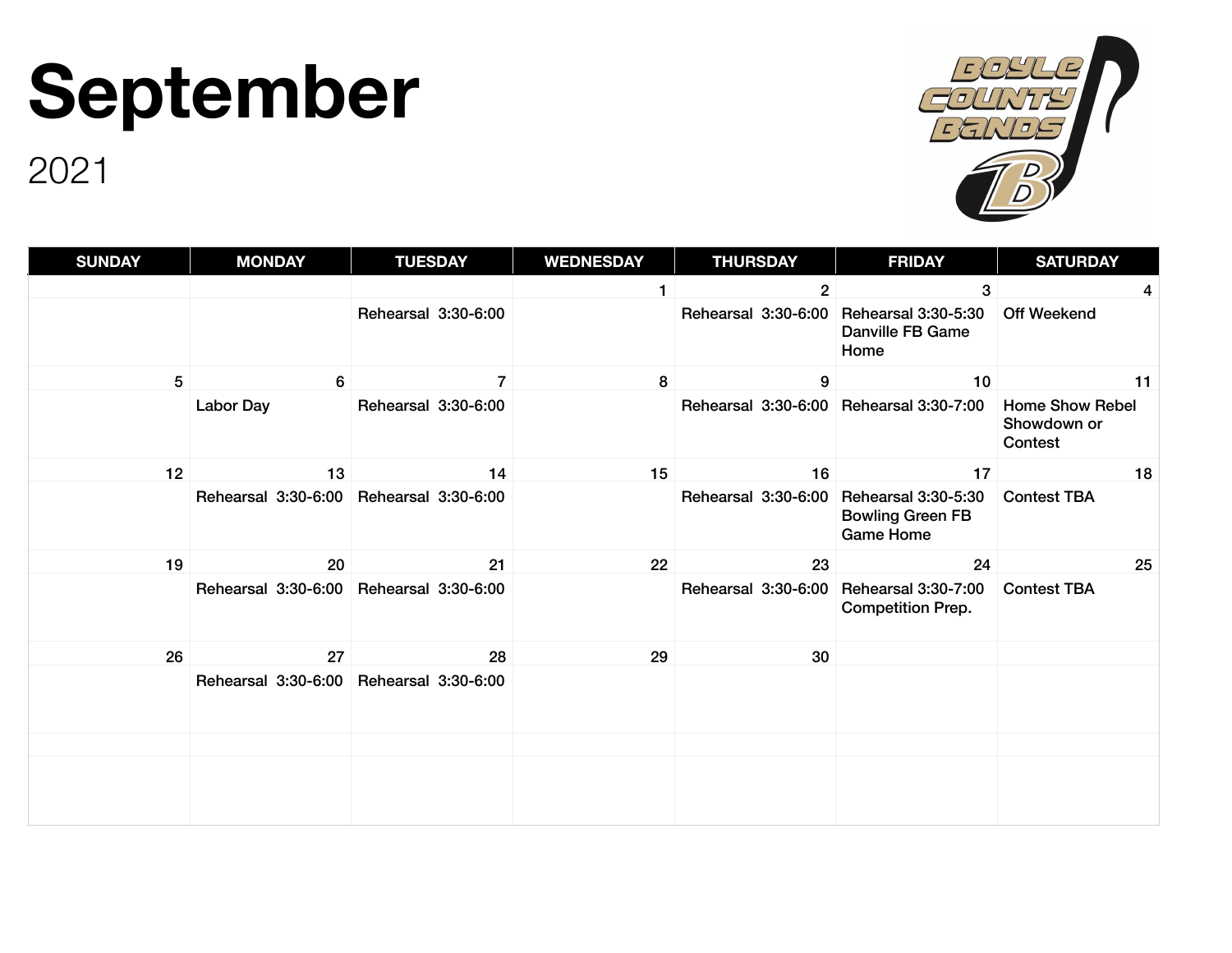# September

2021

Boyle County Bands

| SUNDAY | MONDAY | TUESDAY | WEDNESDAY | THURSDAY | FRIDAY | SATURDAY |
|---|---|---|---|---|---|---|
| | | | 1 | 2 | 3 | 4 |
| | | Rehearsal 3:30-6:00 | | Rehearsal 3:30-6:00 | Rehearsal 3:30-5:30 Danville FB Game Home | Off Weekend |
| 5 | 6 | 7 | 8 | 9 | 10 | 11 |
| | Labor Day | Rehearsal 3:30-6:00 | | Rehearsal 3:30-6:00 | Rehearsal 3:30-7:00 | Home Show Rebel Showdown or Contest |
| 12 | 13 | 14 | 15 | 16 | 17 | 18 |
| | Rehearsal 3:30-6:00 | Rehearsal 3:30-6:00 | | Rehearsal 3:30-6:00 | Rehearsal 3:30-5:30 Bowling Green FB Game Home | Contest TBA |
| 19 | 20 | 21 | 22 | 23 | 24 | 25 |
| | Rehearsal 3:30-6:00 | Rehearsal 3:30-6:00 | | Rehearsal 3:30-6:00 | Rehearsal 3:30-7:00 Competition Prep. | Contest TBA |
| 26 | 27 | 28 | 29 | 30 | | |
| | Rehearsal 3:30-6:00 | Rehearsal 3:30-6:00 | | | | |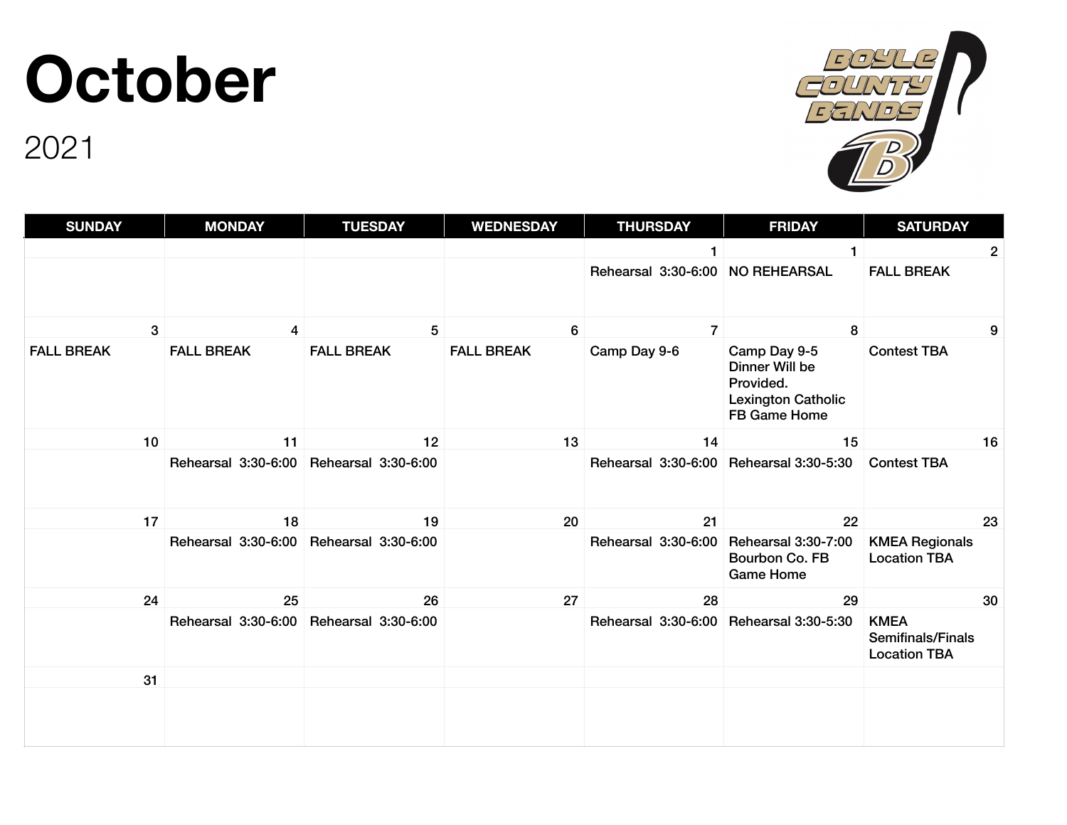# October

2021

| SUNDAY | MONDAY | TUESDAY | WEDNESDAY | THURSDAY | FRIDAY | SATURDAY |
|---|---|---|---|---|---|---|
| | | | | 1<br>Rehearsal 3:30-6:00 | 1<br>NO REHEARSAL | 2<br>FALL BREAK |
| 3<br>FALL BREAK | 4<br>FALL BREAK | 5<br>FALL BREAK | 6<br>FALL BREAK | 7<br>Camp Day 9-6 | 8<br>Camp Day 9-5 Dinner Will be Provided. Lexington Catholic FB Game Home | 9<br>Contest TBA |
| 10 | 11<br>Rehearsal 3:30-6:00 | 12<br>Rehearsal 3:30-6:00 | 13 | 14<br>Rehearsal 3:30-6:00 | 15<br>Rehearsal 3:30-5:30 | 16<br>Contest TBA |
| 17 | 18<br>Rehearsal 3:30-6:00 | 19<br>Rehearsal 3:30-6:00 | 20 | 21<br>Rehearsal 3:30-6:00 | 22<br>Rehearsal 3:30-7:00 Bourbon Co. FB Game Home | 23<br>KMEA Regionals Location TBA |
| 24 | 25<br>Rehearsal 3:30-6:00 | 26<br>Rehearsal 3:30-6:00 | 27 | 28<br>Rehearsal 3:30-6:00 | 29<br>Rehearsal 3:30-5:30 | 30<br>KMEA Semifinals/Finals Location TBA |
| 31 | | | | | | |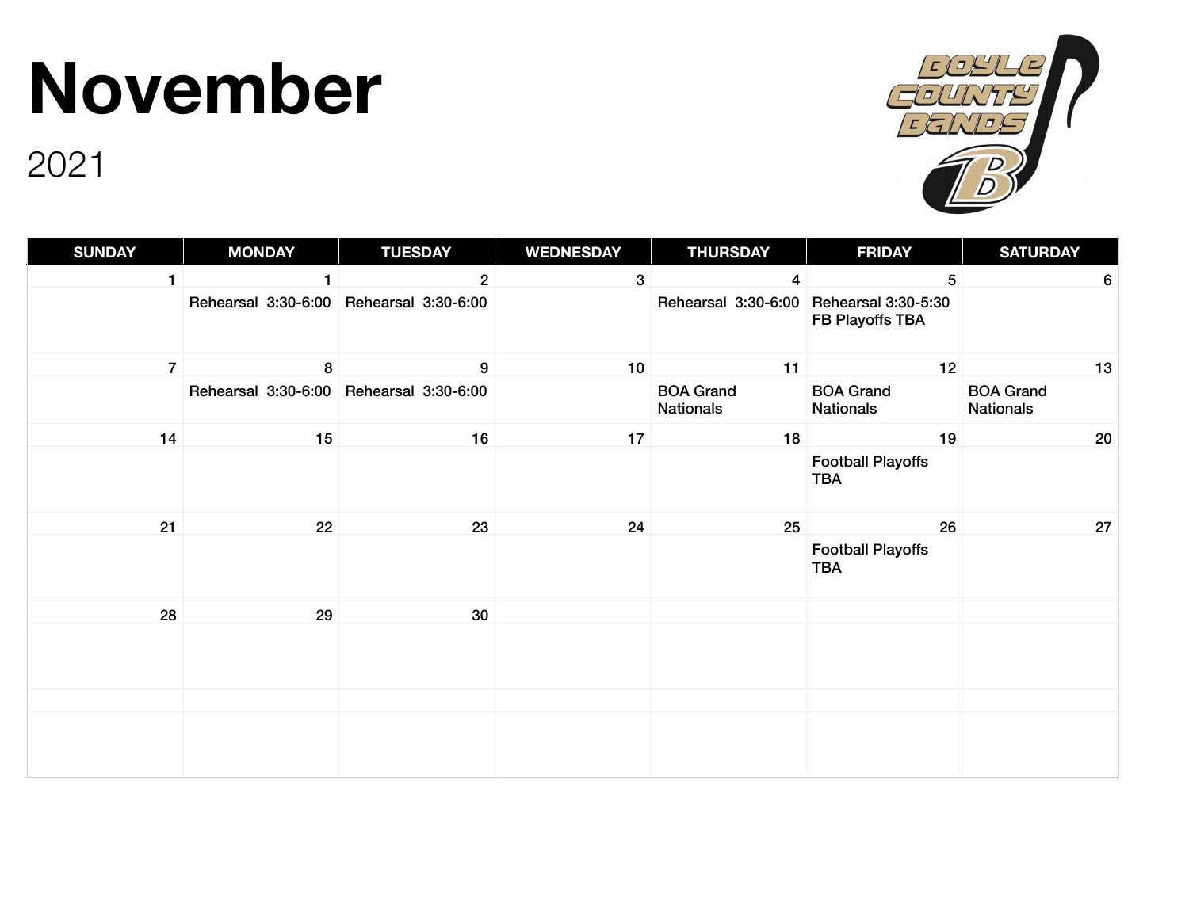# November

2021

| SUNDAY | MONDAY | TUESDAY | WEDNESDAY | THURSDAY | FRIDAY | SATURDAY |
|---|---|---|---|---|---|---|
| 1 | 1 | 2 | 3 | 4 | 5 | 6 |
| | Rehearsal 3:30-6:00 | Rehearsal 3:30-6:00 | | Rehearsal 3:30-6:00 | Rehearsal 3:30-5:30 FB Playoffs TBA | |
| 7 | 8 | 9 | 10 | 11 | 12 | 13 |
| | Rehearsal 3:30-6:00 | Rehearsal 3:30-6:00 | | BOA Grand Nationals | BOA Grand Nationals | BOA Grand Nationals |
| 14 | 15 | 16 | 17 | 18 | 19 | 20 |
| | | | | | Football Playoffs TBA | |
| 21 | 22 | 23 | 24 | 25 | 26 | 27 |
| | | | | | Football Playoffs TBA | |
| 28 | 29 | 30 | | | | |
| | | | | | | |